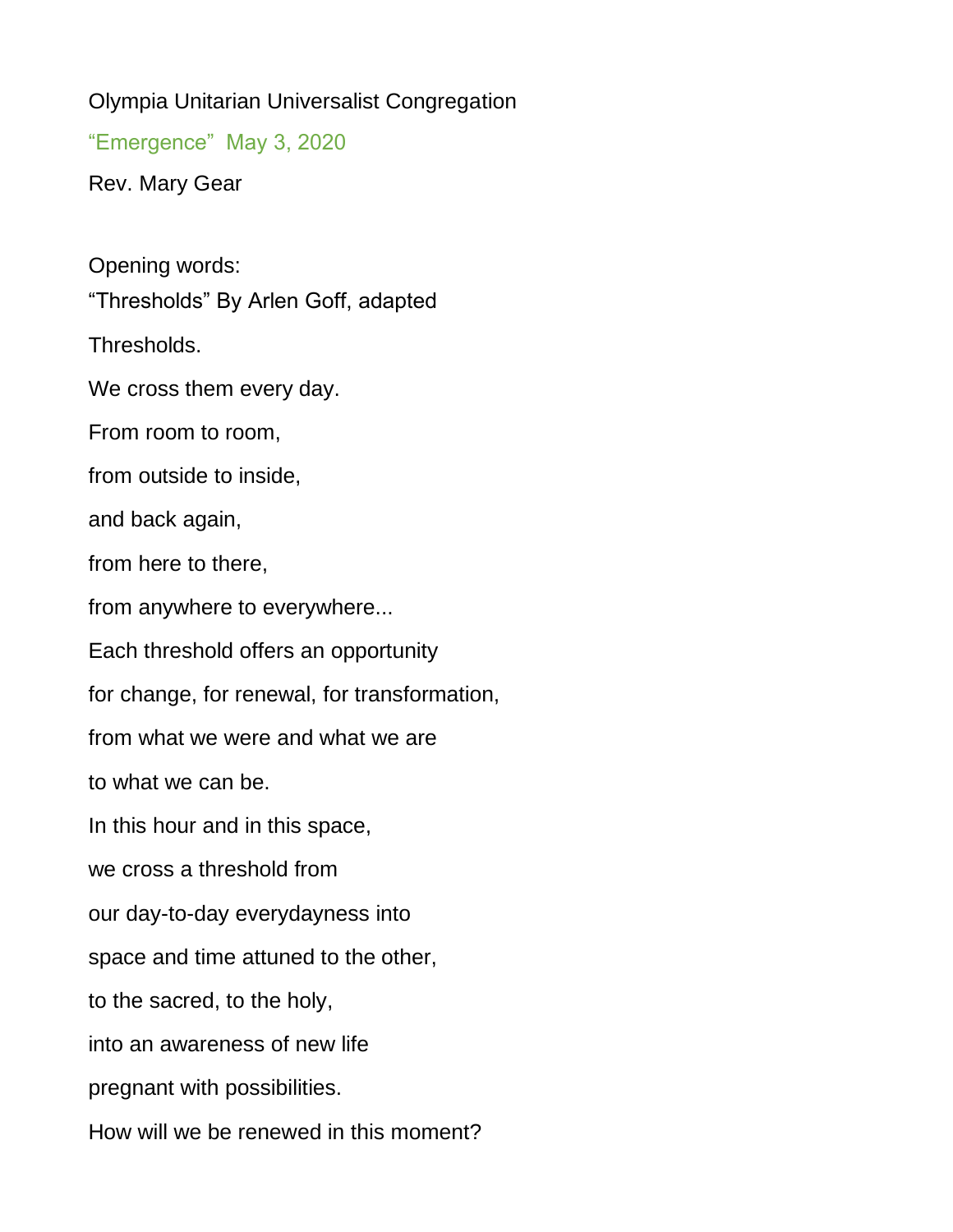Olympia Unitarian Universalist Congregation

## "Emergence" May 3, 2020

Rev. Mary Gear

Opening words:

"Thresholds" By Arlen Goff, adapted

Thresholds.  
We cross them every day.  
From room to room,  
from outside to inside,  
and back again,  
from here to there,  
from anywhere to everywhere...  
Each threshold offers an opportunity  
for change, for renewal, for transformation,  
from what we were and what we are  
to what we can be.  
In this hour and in this space,  
we cross a threshold from  
our day-to-day everydayness into  
space and time attuned to the other,  
to the sacred, to the holy,  
into an awareness of new life  
pregnant with possibilities.  
How will we be renewed in this moment?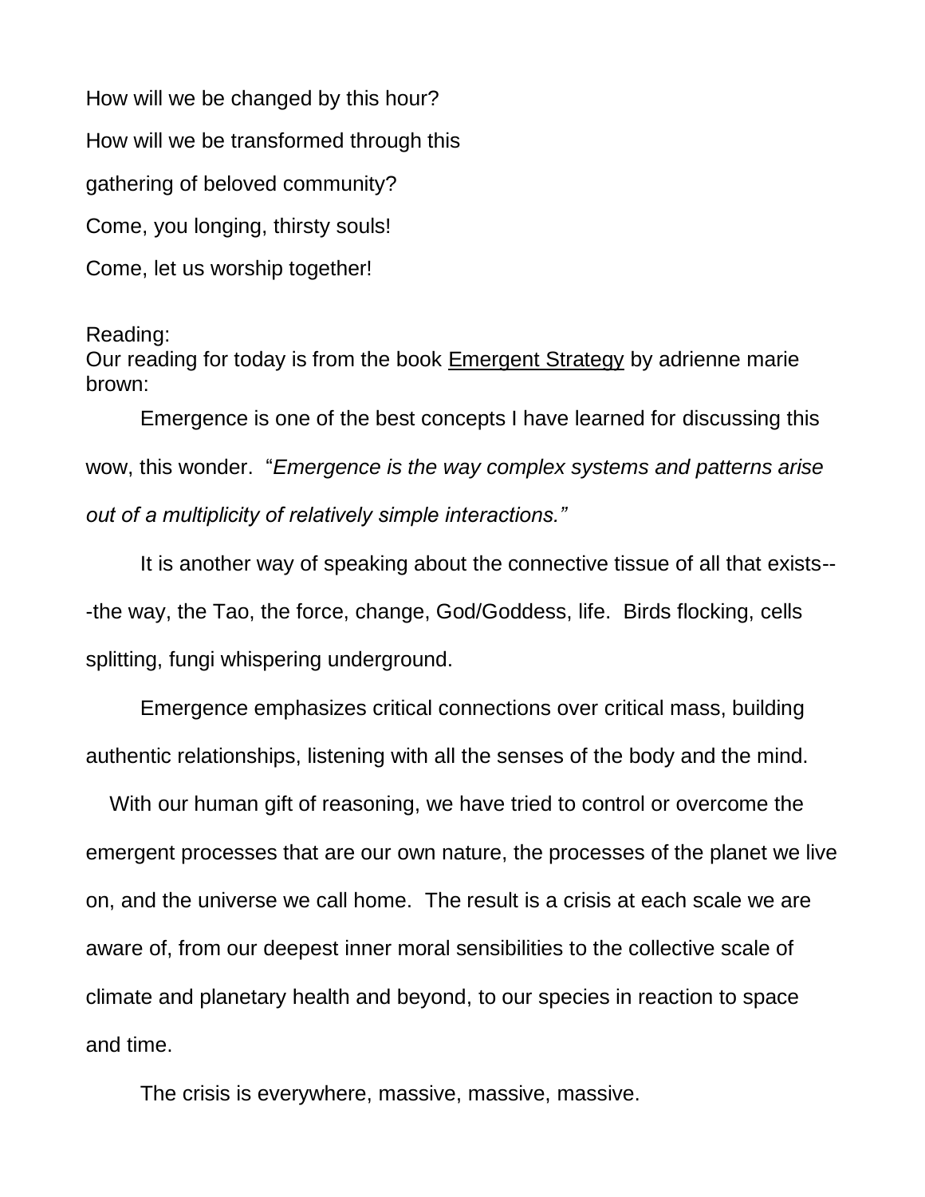How will we be changed by this hour?

How will we be transformed through this

gathering of beloved community?

Come, you longing, thirsty souls!

Come, let us worship together!

Reading:
Our reading for today is from the book Emergent Strategy by adrienne marie brown:

Emergence is one of the best concepts I have learned for discussing this wow, this wonder. "*Emergence is the way complex systems and patterns arise out of a multiplicity of relatively simple interactions.*"

It is another way of speaking about the connective tissue of all that exists---the way, the Tao, the force, change, God/Goddess, life. Birds flocking, cells splitting, fungi whispering underground.

Emergence emphasizes critical connections over critical mass, building authentic relationships, listening with all the senses of the body and the mind.

With our human gift of reasoning, we have tried to control or overcome the emergent processes that are our own nature, the processes of the planet we live on, and the universe we call home. The result is a crisis at each scale we are aware of, from our deepest inner moral sensibilities to the collective scale of climate and planetary health and beyond, to our species in reaction to space and time.

The crisis is everywhere, massive, massive, massive.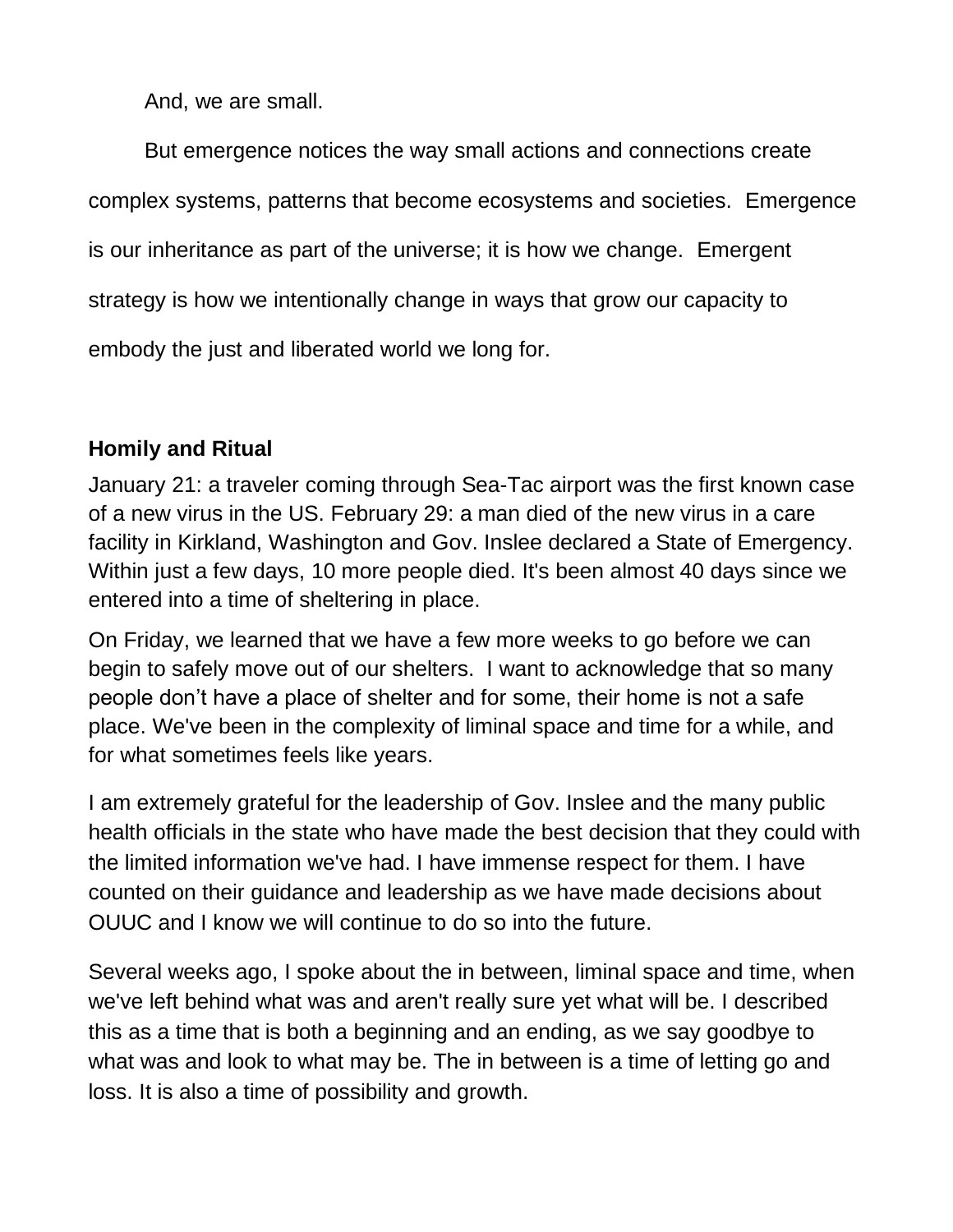And, we are small.

But emergence notices the way small actions and connections create complex systems, patterns that become ecosystems and societies. Emergence is our inheritance as part of the universe; it is how we change. Emergent strategy is how we intentionally change in ways that grow our capacity to embody the just and liberated world we long for.

**Homily and Ritual**

January 21: a traveler coming through Sea-Tac airport was the first known case of a new virus in the US. February 29: a man died of the new virus in a care facility in Kirkland, Washington and Gov. Inslee declared a State of Emergency. Within just a few days, 10 more people died. It's been almost 40 days since we entered into a time of sheltering in place.

On Friday, we learned that we have a few more weeks to go before we can begin to safely move out of our shelters. I want to acknowledge that so many people don't have a place of shelter and for some, their home is not a safe place. We've been in the complexity of liminal space and time for a while, and for what sometimes feels like years.

I am extremely grateful for the leadership of Gov. Inslee and the many public health officials in the state who have made the best decision that they could with the limited information we've had. I have immense respect for them. I have counted on their guidance and leadership as we have made decisions about OUUC and I know we will continue to do so into the future.

Several weeks ago, I spoke about the in between, liminal space and time, when we've left behind what was and aren't really sure yet what will be. I described this as a time that is both a beginning and an ending, as we say goodbye to what was and look to what may be. The in between is a time of letting go and loss. It is also a time of possibility and growth.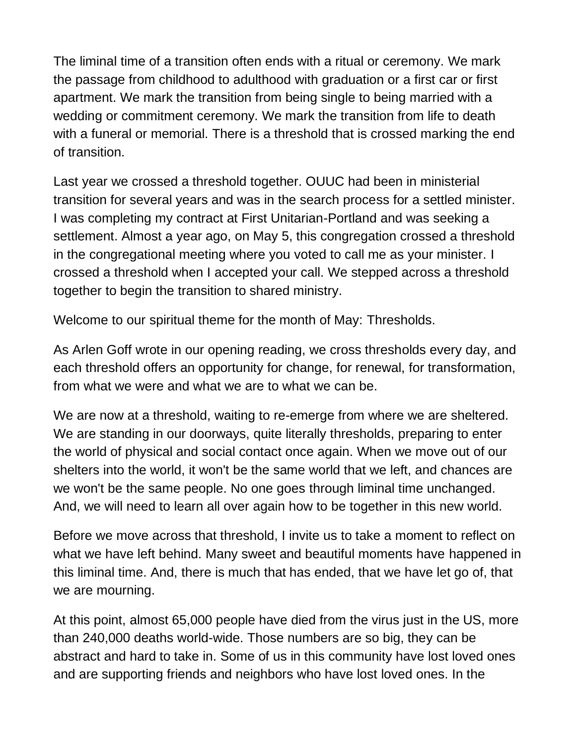The liminal time of a transition often ends with a ritual or ceremony. We mark the passage from childhood to adulthood with graduation or a first car or first apartment. We mark the transition from being single to being married with a wedding or commitment ceremony. We mark the transition from life to death with a funeral or memorial. There is a threshold that is crossed marking the end of transition.

Last year we crossed a threshold together. OUUC had been in ministerial transition for several years and was in the search process for a settled minister. I was completing my contract at First Unitarian-Portland and was seeking a settlement. Almost a year ago, on May 5, this congregation crossed a threshold in the congregational meeting where you voted to call me as your minister. I crossed a threshold when I accepted your call. We stepped across a threshold together to begin the transition to shared ministry.

Welcome to our spiritual theme for the month of May: Thresholds.

As Arlen Goff wrote in our opening reading, we cross thresholds every day, and each threshold offers an opportunity for change, for renewal, for transformation, from what we were and what we are to what we can be.

We are now at a threshold, waiting to re-emerge from where we are sheltered. We are standing in our doorways, quite literally thresholds, preparing to enter the world of physical and social contact once again. When we move out of our shelters into the world, it won't be the same world that we left, and chances are we won't be the same people. No one goes through liminal time unchanged. And, we will need to learn all over again how to be together in this new world.

Before we move across that threshold, I invite us to take a moment to reflect on what we have left behind. Many sweet and beautiful moments have happened in this liminal time. And, there is much that has ended, that we have let go of, that we are mourning.

At this point, almost 65,000 people have died from the virus just in the US, more than 240,000 deaths world-wide. Those numbers are so big, they can be abstract and hard to take in. Some of us in this community have lost loved ones and are supporting friends and neighbors who have lost loved ones. In the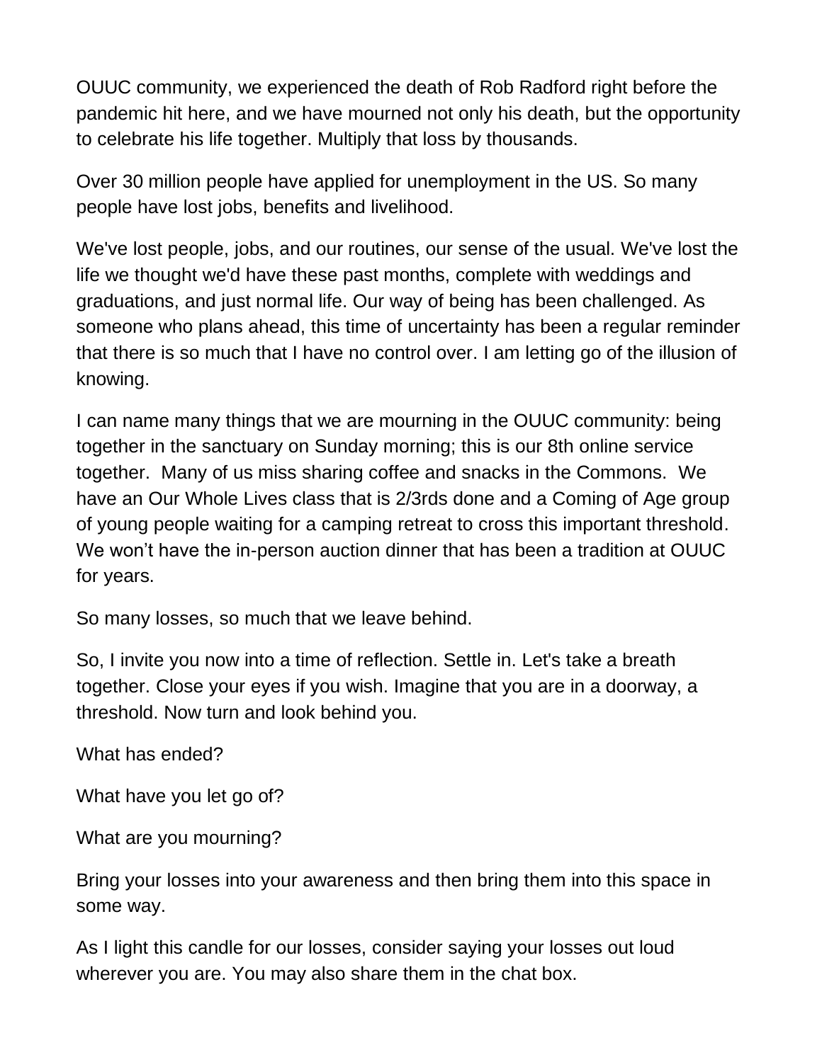OUUC community, we experienced the death of Rob Radford right before the pandemic hit here, and we have mourned not only his death, but the opportunity to celebrate his life together. Multiply that loss by thousands.

Over 30 million people have applied for unemployment in the US. So many people have lost jobs, benefits and livelihood.

We've lost people, jobs, and our routines, our sense of the usual. We've lost the life we thought we'd have these past months, complete with weddings and graduations, and just normal life. Our way of being has been challenged. As someone who plans ahead, this time of uncertainty has been a regular reminder that there is so much that I have no control over. I am letting go of the illusion of knowing.

I can name many things that we are mourning in the OUUC community: being together in the sanctuary on Sunday morning; this is our 8th online service together. Many of us miss sharing coffee and snacks in the Commons. We have an Our Whole Lives class that is 2/3rds done and a Coming of Age group of young people waiting for a camping retreat to cross this important threshold. We won't have the in-person auction dinner that has been a tradition at OUUC for years.

So many losses, so much that we leave behind.

So, I invite you now into a time of reflection. Settle in. Let's take a breath together. Close your eyes if you wish. Imagine that you are in a doorway, a threshold. Now turn and look behind you.

What has ended?

What have you let go of?

What are you mourning?

Bring your losses into your awareness and then bring them into this space in some way.

As I light this candle for our losses, consider saying your losses out loud wherever you are. You may also share them in the chat box.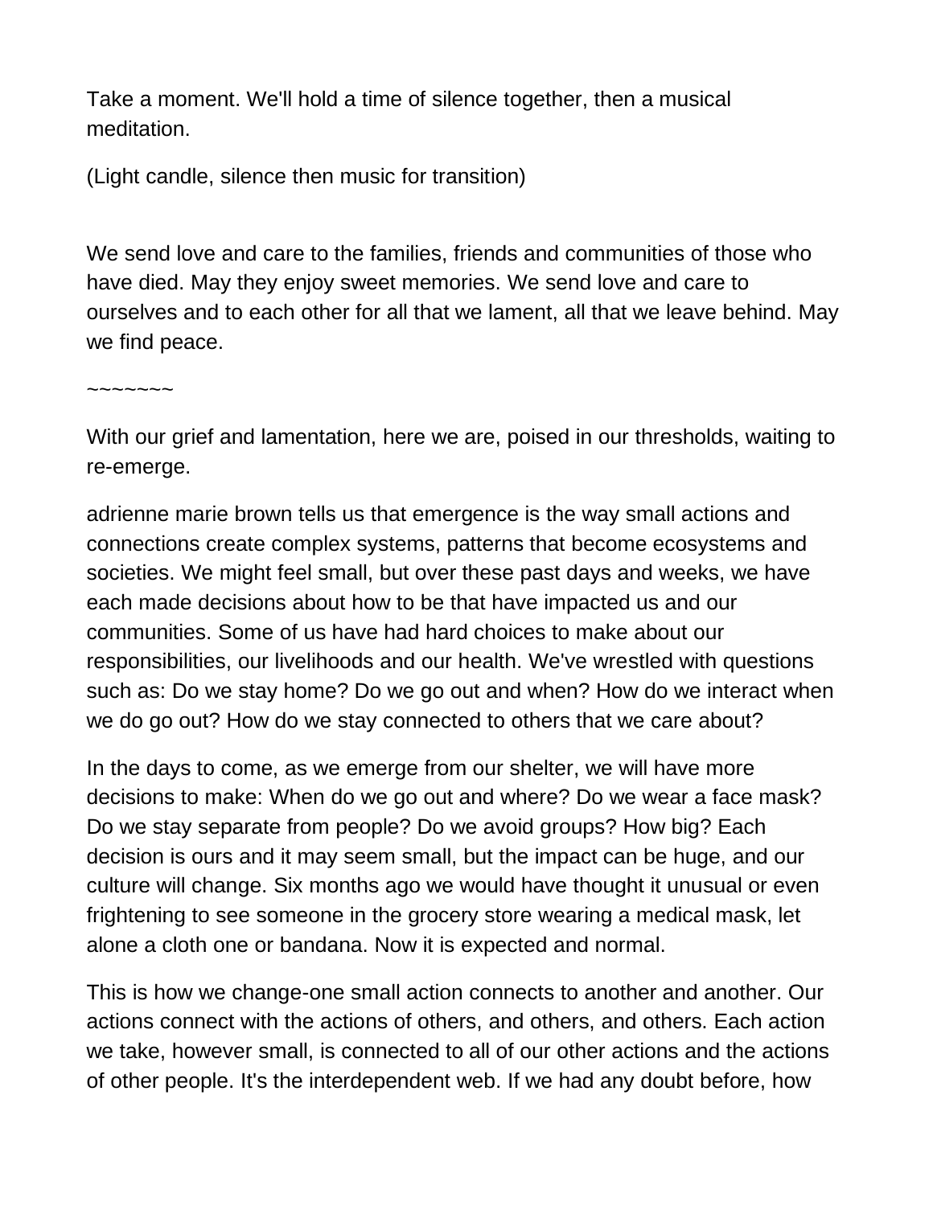Take a moment. We'll hold a time of silence together, then a musical meditation.

(Light candle, silence then music for transition)

We send love and care to the families, friends and communities of those who have died. May they enjoy sweet memories. We send love and care to ourselves and to each other for all that we lament, all that we leave behind. May we find peace.

~~~~~~~

With our grief and lamentation, here we are, poised in our thresholds, waiting to re-emerge.

adrienne marie brown tells us that emergence is the way small actions and connections create complex systems, patterns that become ecosystems and societies. We might feel small, but over these past days and weeks, we have each made decisions about how to be that have impacted us and our communities. Some of us have had hard choices to make about our responsibilities, our livelihoods and our health. We've wrestled with questions such as: Do we stay home? Do we go out and when? How do we interact when we do go out? How do we stay connected to others that we care about?

In the days to come, as we emerge from our shelter, we will have more decisions to make: When do we go out and where? Do we wear a face mask? Do we stay separate from people? Do we avoid groups? How big? Each decision is ours and it may seem small, but the impact can be huge, and our culture will change. Six months ago we would have thought it unusual or even frightening to see someone in the grocery store wearing a medical mask, let alone a cloth one or bandana. Now it is expected and normal.

This is how we change-one small action connects to another and another. Our actions connect with the actions of others, and others, and others. Each action we take, however small, is connected to all of our other actions and the actions of other people. It's the interdependent web. If we had any doubt before, how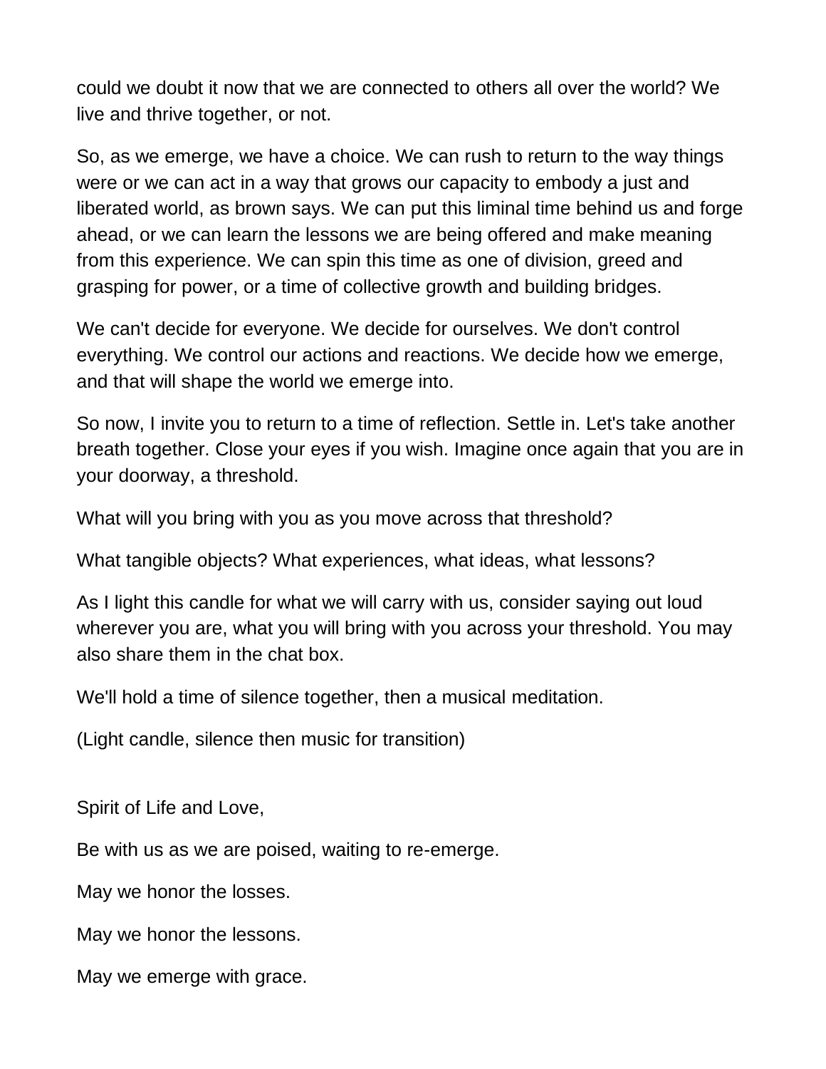could we doubt it now that we are connected to others all over the world? We live and thrive together, or not.

So, as we emerge, we have a choice. We can rush to return to the way things were or we can act in a way that grows our capacity to embody a just and liberated world, as brown says. We can put this liminal time behind us and forge ahead, or we can learn the lessons we are being offered and make meaning from this experience. We can spin this time as one of division, greed and grasping for power, or a time of collective growth and building bridges.

We can't decide for everyone. We decide for ourselves. We don't control everything. We control our actions and reactions. We decide how we emerge, and that will shape the world we emerge into.

So now, I invite you to return to a time of reflection. Settle in. Let's take another breath together. Close your eyes if you wish. Imagine once again that you are in your doorway, a threshold.

What will you bring with you as you move across that threshold?

What tangible objects? What experiences, what ideas, what lessons?

As I light this candle for what we will carry with us, consider saying out loud wherever you are, what you will bring with you across your threshold. You may also share them in the chat box.

We'll hold a time of silence together, then a musical meditation.

(Light candle, silence then music for transition)

Spirit of Life and Love,

Be with us as we are poised, waiting to re-emerge.

May we honor the losses.

May we honor the lessons.

May we emerge with grace.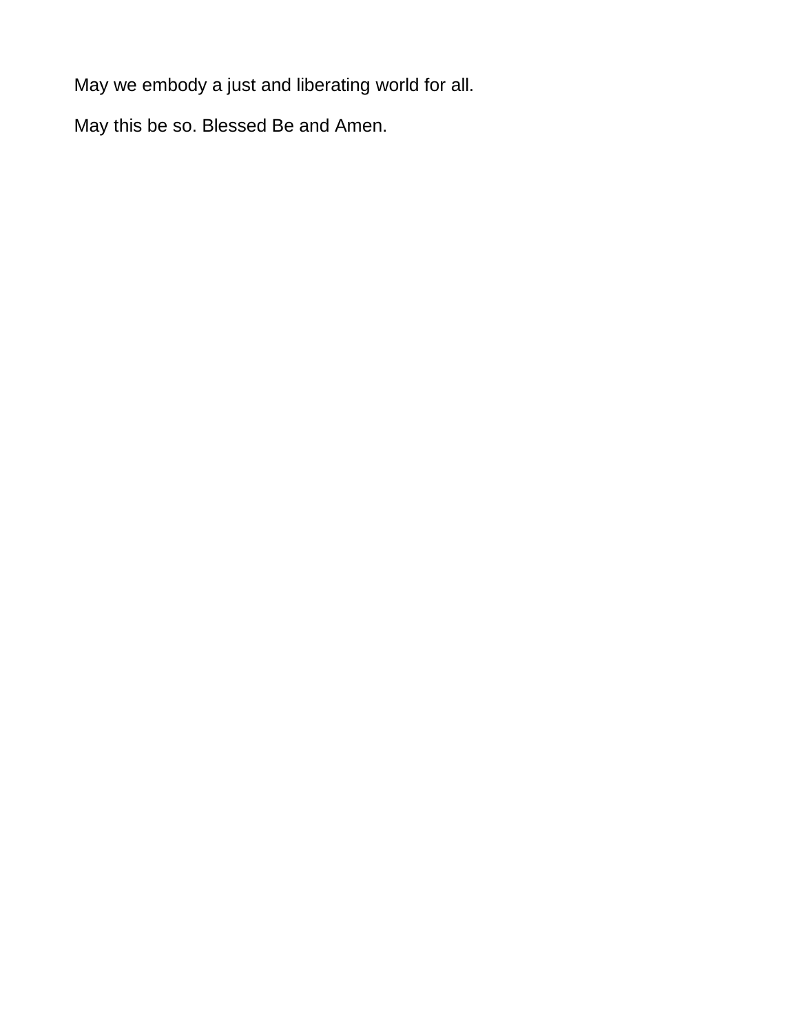May we embody a just and liberating world for all.

May this be so. Blessed Be and Amen.